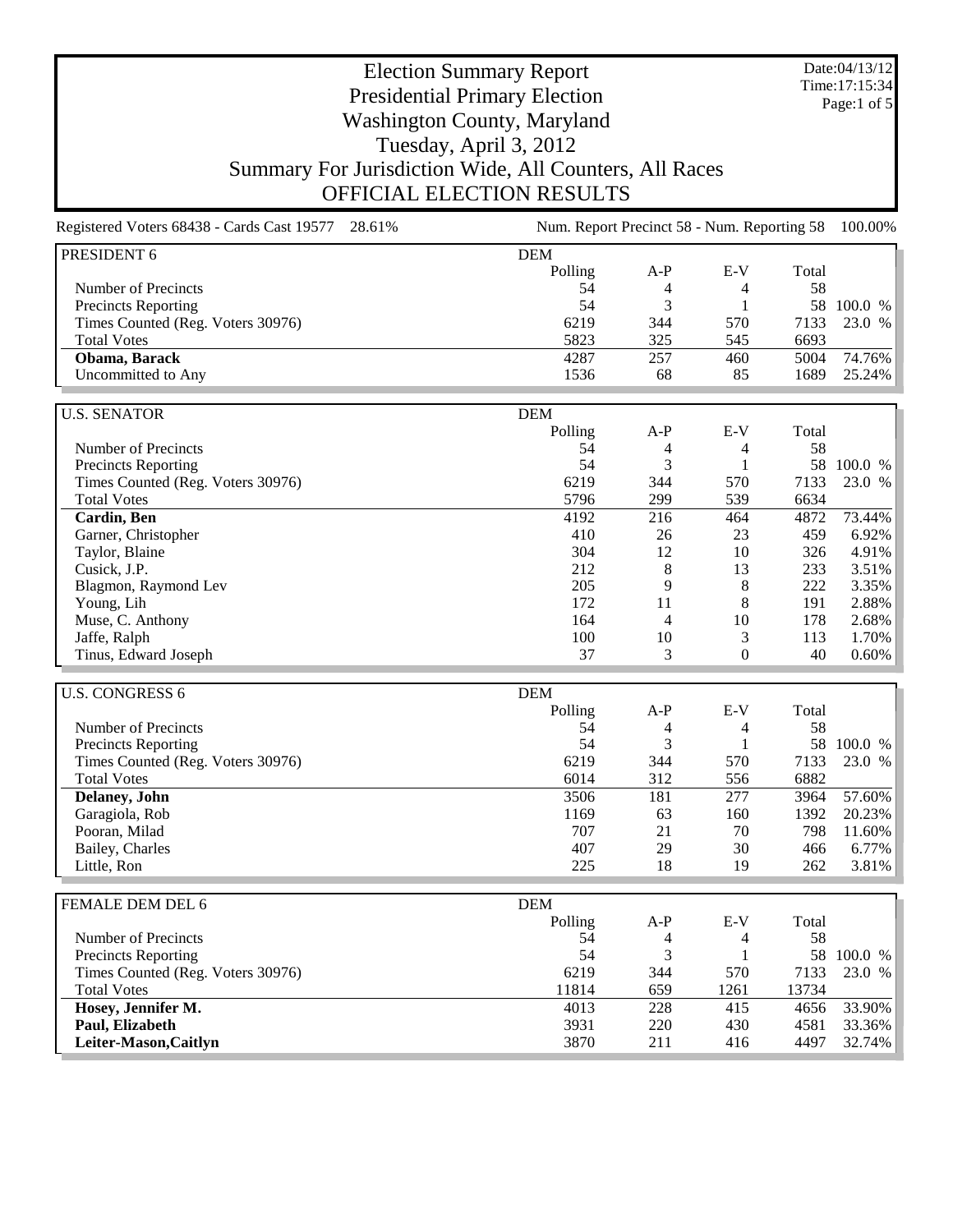# Election Summary Report
## Presidential Primary Election
## Washington County, Maryland
## Tuesday, April 3, 2012
## Summary For Jurisdiction Wide, All Counters, All Races
## OFFICIAL ELECTION RESULTS

Date:04/13/12
Time:17:15:34

Registered Voters 68438 - Cards Cast 19577 28.61%

Num. Report Precinct 58 - Num. Reporting 58 100.00%

| PRESIDENT 6 | DEM | | | | |
|---|---|---|---|---|---|
| | Polling | A-P | E-V | Total | |
| Number of Precincts | 54 | 4 | 4 | 58 | |
| Precincts Reporting | 54 | 3 | 1 | 58 | 100.0 % |
| Times Counted (Reg. Voters 30976) | 6219 | 344 | 570 | 7133 | 23.0 % |
| Total Votes | 5823 | 325 | 545 | 6693 | |
| **Obama, Barack** | 4287 | 257 | 460 | 5004 | 74.76% |
| Uncommitted to Any | 1536 | 68 | 85 | 1689 | 25.24% |

| U.S. SENATOR | DEM | | | | |
|---|---|---|---|---|---|
| | Polling | A-P | E-V | Total | |
| Number of Precincts | 54 | 4 | 4 | 58 | |
| Precincts Reporting | 54 | 3 | 1 | 58 | 100.0 % |
| Times Counted (Reg. Voters 30976) | 6219 | 344 | 570 | 7133 | 23.0 % |
| Total Votes | 5796 | 299 | 539 | 6634 | |
| **Cardin, Ben** | 4192 | 216 | 464 | 4872 | 73.44% |
| Garner, Christopher | 410 | 26 | 23 | 459 | 6.92% |
| Taylor, Blaine | 304 | 12 | 10 | 326 | 4.91% |
| Cusick, J.P. | 212 | 8 | 13 | 233 | 3.51% |
| Blagmon, Raymond Lev | 205 | 9 | 8 | 222 | 3.35% |
| Young, Lih | 172 | 11 | 8 | 191 | 2.88% |
| Muse, C. Anthony | 164 | 4 | 10 | 178 | 2.68% |
| Jaffe, Ralph | 100 | 10 | 3 | 113 | 1.70% |
| Tinus, Edward Joseph | 37 | 3 | 0 | 40 | 0.60% |

| U.S. CONGRESS 6 | DEM | | | | |
|---|---|---|---|---|---|
| | Polling | A-P | E-V | Total | |
| Number of Precincts | 54 | 4 | 4 | 58 | |
| Precincts Reporting | 54 | 3 | 1 | 58 | 100.0 % |
| Times Counted (Reg. Voters 30976) | 6219 | 344 | 570 | 7133 | 23.0 % |
| Total Votes | 6014 | 312 | 556 | 6882 | |
| **Delaney, John** | 3506 | 181 | 277 | 3964 | 57.60% |
| Garagiola, Rob | 1169 | 63 | 160 | 1392 | 20.23% |
| Pooran, Milad | 707 | 21 | 70 | 798 | 11.60% |
| Bailey, Charles | 407 | 29 | 30 | 466 | 6.77% |
| Little, Ron | 225 | 18 | 19 | 262 | 3.81% |

| FEMALE DEM DEL 6 | DEM | | | | |
|---|---|---|---|---|---|
| | Polling | A-P | E-V | Total | |
| Number of Precincts | 54 | 4 | 4 | 58 | |
| Precincts Reporting | 54 | 3 | 1 | 58 | 100.0 % |
| Times Counted (Reg. Voters 30976) | 6219 | 344 | 570 | 7133 | 23.0 % |
| Total Votes | 11814 | 659 | 1261 | 13734 | |
| **Hosey, Jennifer M.** | 4013 | 228 | 415 | 4656 | 33.90% |
| **Paul, Elizabeth** | 3931 | 220 | 430 | 4581 | 33.36% |
| **Leiter-Mason,Caitlyn** | 3870 | 211 | 416 | 4497 | 32.74% |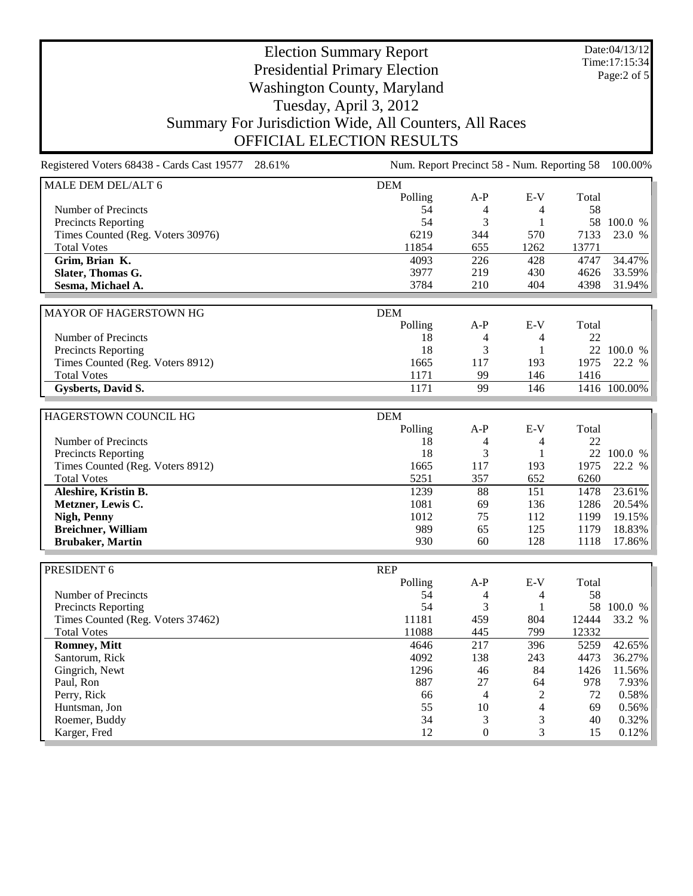# Election Summary Report
## Presidential Primary Election
## Washington County, Maryland
## Tuesday, April 3, 2012
## Summary For Jurisdiction Wide, All Counters, All Races
## OFFICIAL ELECTION RESULTS

Date:04/13/12
Time:17:15:34

Registered Voters 68438 - Cards Cast 19577 28.61% | Num. Report Precinct 58 - Num. Reporting 58 100.00%

| MALE DEM DEL/ALT 6 | DEM | | | | |
|---|---|---|---|---|---|
| | Polling | A-P | E-V | Total | |
| Number of Precincts | 54 | 4 | 4 | 58 | |
| Precincts Reporting | 54 | 3 | 1 | 58 | 100.0 % |
| Times Counted (Reg. Voters 30976) | 6219 | 344 | 570 | 7133 | 23.0 % |
| Total Votes | 11854 | 655 | 1262 | 13771 | |
| **Grim, Brian K.** | 4093 | 226 | 428 | 4747 | 34.47% |
| **Slater, Thomas G.** | 3977 | 219 | 430 | 4626 | 33.59% |
| **Sesma, Michael A.** | 3784 | 210 | 404 | 4398 | 31.94% |

| MAYOR OF HAGERSTOWN HG | DEM | | | | |
|---|---|---|---|---|---|
| | Polling | A-P | E-V | Total | |
| Number of Precincts | 18 | 4 | 4 | 22 | |
| Precincts Reporting | 18 | 3 | 1 | 22 | 100.0 % |
| Times Counted (Reg. Voters 8912) | 1665 | 117 | 193 | 1975 | 22.2 % |
| Total Votes | 1171 | 99 | 146 | 1416 | |
| **Gysberts, David S.** | 1171 | 99 | 146 | 1416 | 100.00% |

| HAGERSTOWN COUNCIL HG | DEM | | | | |
|---|---|---|---|---|---|
| | Polling | A-P | E-V | Total | |
| Number of Precincts | 18 | 4 | 4 | 22 | |
| Precincts Reporting | 18 | 3 | 1 | 22 | 100.0 % |
| Times Counted (Reg. Voters 8912) | 1665 | 117 | 193 | 1975 | 22.2 % |
| Total Votes | 5251 | 357 | 652 | 6260 | |
| **Aleshire, Kristin B.** | 1239 | 88 | 151 | 1478 | 23.61% |
| **Metzner, Lewis C.** | 1081 | 69 | 136 | 1286 | 20.54% |
| **Nigh, Penny** | 1012 | 75 | 112 | 1199 | 19.15% |
| **Breichner, William** | 989 | 65 | 125 | 1179 | 18.83% |
| **Brubaker, Martin** | 930 | 60 | 128 | 1118 | 17.86% |

| PRESIDENT 6 | REP | | | | |
|---|---|---|---|---|---|
| | Polling | A-P | E-V | Total | |
| Number of Precincts | 54 | 4 | 4 | 58 | |
| Precincts Reporting | 54 | 3 | 1 | 58 | 100.0 % |
| Times Counted (Reg. Voters 37462) | 11181 | 459 | 804 | 12444 | 33.2 % |
| Total Votes | 11088 | 445 | 799 | 12332 | |
| **Romney, Mitt** | 4646 | 217 | 396 | 5259 | 42.65% |
| Santorum, Rick | 4092 | 138 | 243 | 4473 | 36.27% |
| Gingrich, Newt | 1296 | 46 | 84 | 1426 | 11.56% |
| Paul, Ron | 887 | 27 | 64 | 978 | 7.93% |
| Perry, Rick | 66 | 4 | 2 | 72 | 0.58% |
| Huntsman, Jon | 55 | 10 | 4 | 69 | 0.56% |
| Roemer, Buddy | 34 | 3 | 3 | 40 | 0.32% |
| Karger, Fred | 12 | 0 | 3 | 15 | 0.12% |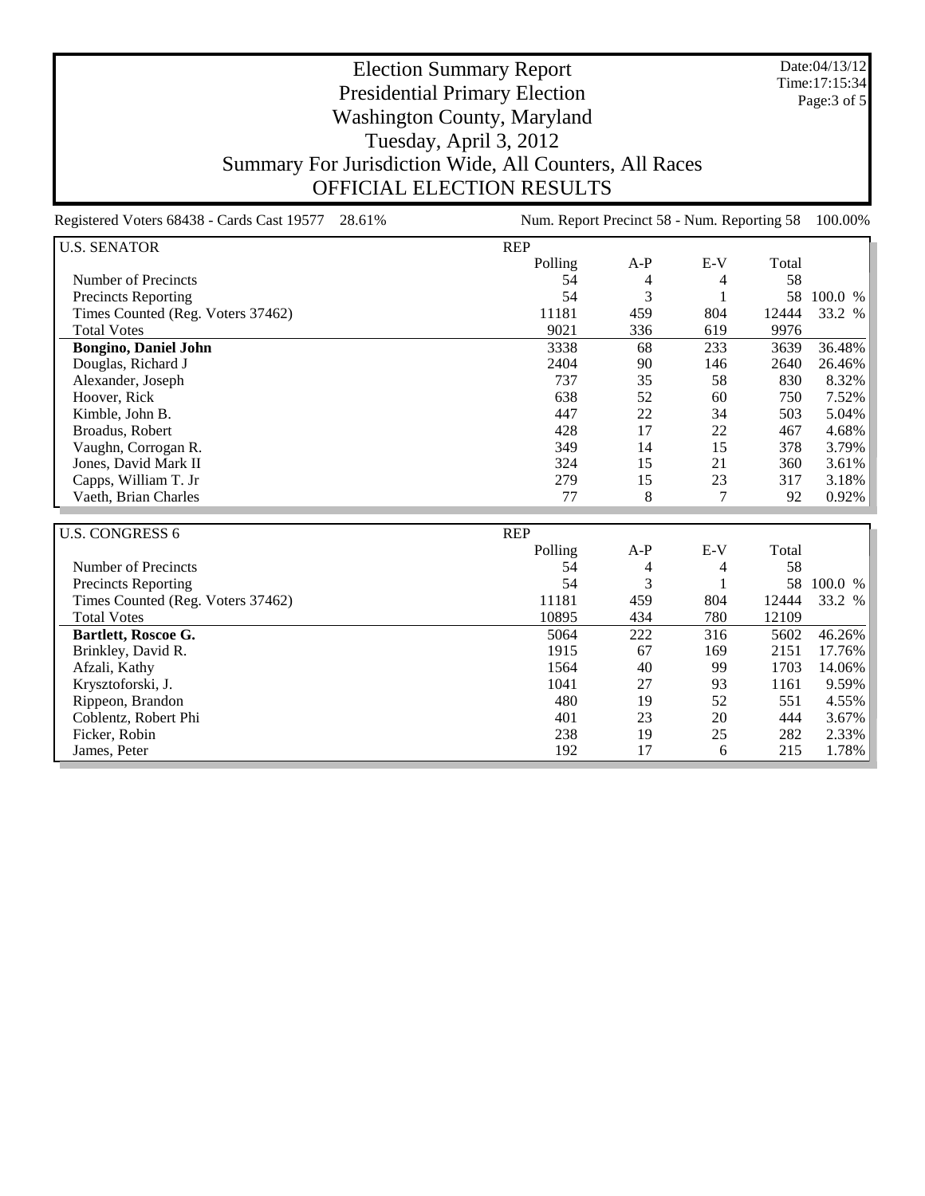# Election Summary Report
## Presidential Primary Election
## Washington County, Maryland
## Tuesday, April 3, 2012
## Summary For Jurisdiction Wide, All Counters, All Races
## OFFICIAL ELECTION RESULTS

Date:04/13/12
Time:17:15:34

Registered Voters 68438 - Cards Cast 19577 28.61% Num. Report Precinct 58 - Num. Reporting 58 100.00%

| U.S. SENATOR | REP | | | | |
|---|---|---|---|---|---|
| | Polling | A-P | E-V | Total | |
| Number of Precincts | 54 | 4 | 4 | 58 | |
| Precincts Reporting | 54 | 3 | 1 | 58 | 100.0 % |
| Times Counted (Reg. Voters 37462) | 11181 | 459 | 804 | 12444 | 33.2 % |
| Total Votes | 9021 | 336 | 619 | 9976 | |
| **Bongino, Daniel John** | 3338 | 68 | 233 | 3639 | 36.48% |
| Douglas, Richard J | 2404 | 90 | 146 | 2640 | 26.46% |
| Alexander, Joseph | 737 | 35 | 58 | 830 | 8.32% |
| Hoover, Rick | 638 | 52 | 60 | 750 | 7.52% |
| Kimble, John B. | 447 | 22 | 34 | 503 | 5.04% |
| Broadus, Robert | 428 | 17 | 22 | 467 | 4.68% |
| Vaughn, Corrogan R. | 349 | 14 | 15 | 378 | 3.79% |
| Jones, David Mark II | 324 | 15 | 21 | 360 | 3.61% |
| Capps, William T. Jr | 279 | 15 | 23 | 317 | 3.18% |
| Vaeth, Brian Charles | 77 | 8 | 7 | 92 | 0.92% |

| U.S. CONGRESS 6 | REP | | | | |
|---|---|---|---|---|---|
| | Polling | A-P | E-V | Total | |
| Number of Precincts | 54 | 4 | 4 | 58 | |
| Precincts Reporting | 54 | 3 | 1 | 58 | 100.0 % |
| Times Counted (Reg. Voters 37462) | 11181 | 459 | 804 | 12444 | 33.2 % |
| Total Votes | 10895 | 434 | 780 | 12109 | |
| **Bartlett, Roscoe G.** | 5064 | 222 | 316 | 5602 | 46.26% |
| Brinkley, David R. | 1915 | 67 | 169 | 2151 | 17.76% |
| Afzali, Kathy | 1564 | 40 | 99 | 1703 | 14.06% |
| Krysztoforski, J. | 1041 | 27 | 93 | 1161 | 9.59% |
| Rippeon, Brandon | 480 | 19 | 52 | 551 | 4.55% |
| Coblentz, Robert Phi | 401 | 23 | 20 | 444 | 3.67% |
| Ficker, Robin | 238 | 19 | 25 | 282 | 2.33% |
| James, Peter | 192 | 17 | 6 | 215 | 1.78% |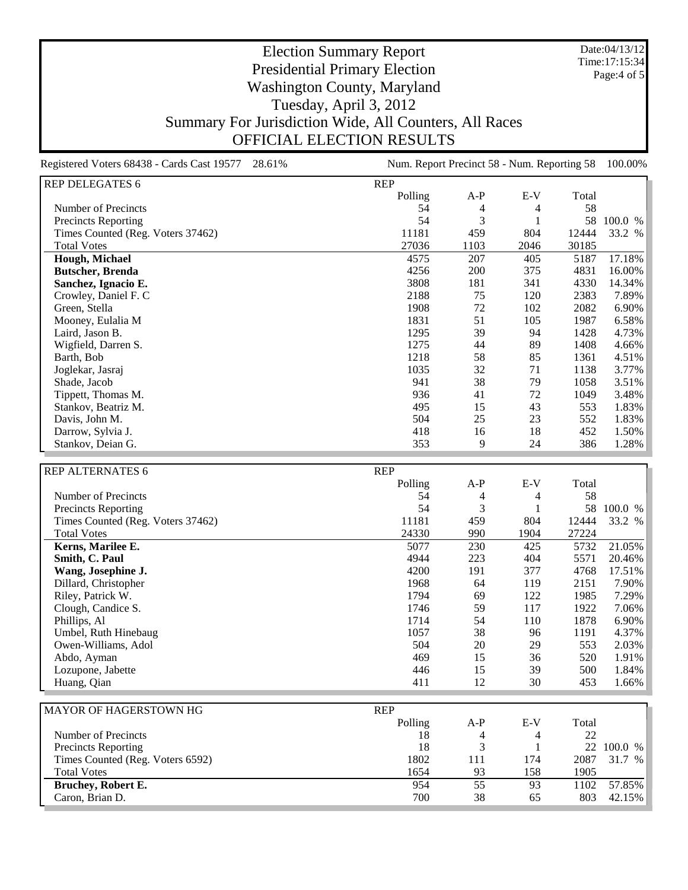# Election Summary Report
## Presidential Primary Election
## Washington County, Maryland
## Tuesday, April 3, 2012
## Summary For Jurisdiction Wide, All Counters, All Races
## OFFICIAL ELECTION RESULTS

Date:04/13/12
Time:17:15:34

Registered Voters 68438 - Cards Cast 19577 28.61% | Num. Report Precinct 58 - Num. Reporting 58 100.00%

### REP DELEGATES 6

| REP DELEGATES 6 | Polling | A-P | E-V | Total | |
|---|---|---|---|---|---|
| Number of Precincts | 54 | 4 | 4 | 58 | |
| Precincts Reporting | 54 | 3 | 1 | 58 | 100.0 % |
| Times Counted (Reg. Voters 37462) | 11181 | 459 | 804 | 12444 | 33.2 % |
| Total Votes | 27036 | 1103 | 2046 | 30185 | |
| **Hough, Michael** | 4575 | 207 | 405 | 5187 | 17.18% |
| **Butscher, Brenda** | 4256 | 200 | 375 | 4831 | 16.00% |
| **Sanchez, Ignacio E.** | 3808 | 181 | 341 | 4330 | 14.34% |
| Crowley, Daniel F. C | 2188 | 75 | 120 | 2383 | 7.89% |
| Green, Stella | 1908 | 72 | 102 | 2082 | 6.90% |
| Mooney, Eulalia M | 1831 | 51 | 105 | 1987 | 6.58% |
| Laird, Jason B. | 1295 | 39 | 94 | 1428 | 4.73% |
| Wigfield, Darren S. | 1275 | 44 | 89 | 1408 | 4.66% |
| Barth, Bob | 1218 | 58 | 85 | 1361 | 4.51% |
| Joglekar, Jasraj | 1035 | 32 | 71 | 1138 | 3.77% |
| Shade, Jacob | 941 | 38 | 79 | 1058 | 3.51% |
| Tippett, Thomas M. | 936 | 41 | 72 | 1049 | 3.48% |
| Stankov, Beatriz M. | 495 | 15 | 43 | 553 | 1.83% |
| Davis, John M. | 504 | 25 | 23 | 552 | 1.83% |
| Darrow, Sylvia J. | 418 | 16 | 18 | 452 | 1.50% |
| Stankov, Deian G. | 353 | 9 | 24 | 386 | 1.28% |

### REP ALTERNATES 6

| REP ALTERNATES 6 | Polling | A-P | E-V | Total | |
|---|---|---|---|---|---|
| Number of Precincts | 54 | 4 | 4 | 58 | |
| Precincts Reporting | 54 | 3 | 1 | 58 | 100.0 % |
| Times Counted (Reg. Voters 37462) | 11181 | 459 | 804 | 12444 | 33.2 % |
| Total Votes | 24330 | 990 | 1904 | 27224 | |
| **Kerns, Marilee E.** | 5077 | 230 | 425 | 5732 | 21.05% |
| **Smith, C. Paul** | 4944 | 223 | 404 | 5571 | 20.46% |
| **Wang, Josephine J.** | 4200 | 191 | 377 | 4768 | 17.51% |
| Dillard, Christopher | 1968 | 64 | 119 | 2151 | 7.90% |
| Riley, Patrick W. | 1794 | 69 | 122 | 1985 | 7.29% |
| Clough, Candice S. | 1746 | 59 | 117 | 1922 | 7.06% |
| Phillips, Al | 1714 | 54 | 110 | 1878 | 6.90% |
| Umbel, Ruth Hinebaug | 1057 | 38 | 96 | 1191 | 4.37% |
| Owen-Williams, Adol | 504 | 20 | 29 | 553 | 2.03% |
| Abdo, Ayman | 469 | 15 | 36 | 520 | 1.91% |
| Lozupone, Jabette | 446 | 15 | 39 | 500 | 1.84% |
| Huang, Qian | 411 | 12 | 30 | 453 | 1.66% |

### MAYOR OF HAGERSTOWN HG

| MAYOR OF HAGERSTOWN HG (REP) | Polling | A-P | E-V | Total | |
|---|---|---|---|---|---|
| Number of Precincts | 18 | 4 | 4 | 22 | |
| Precincts Reporting | 18 | 3 | 1 | 22 | 100.0 % |
| Times Counted (Reg. Voters 6592) | 1802 | 111 | 174 | 2087 | 31.7 % |
| Total Votes | 1654 | 93 | 158 | 1905 | |
| **Bruchey, Robert E.** | 954 | 55 | 93 | 1102 | 57.85% |
| Caron, Brian D. | 700 | 38 | 65 | 803 | 42.15% |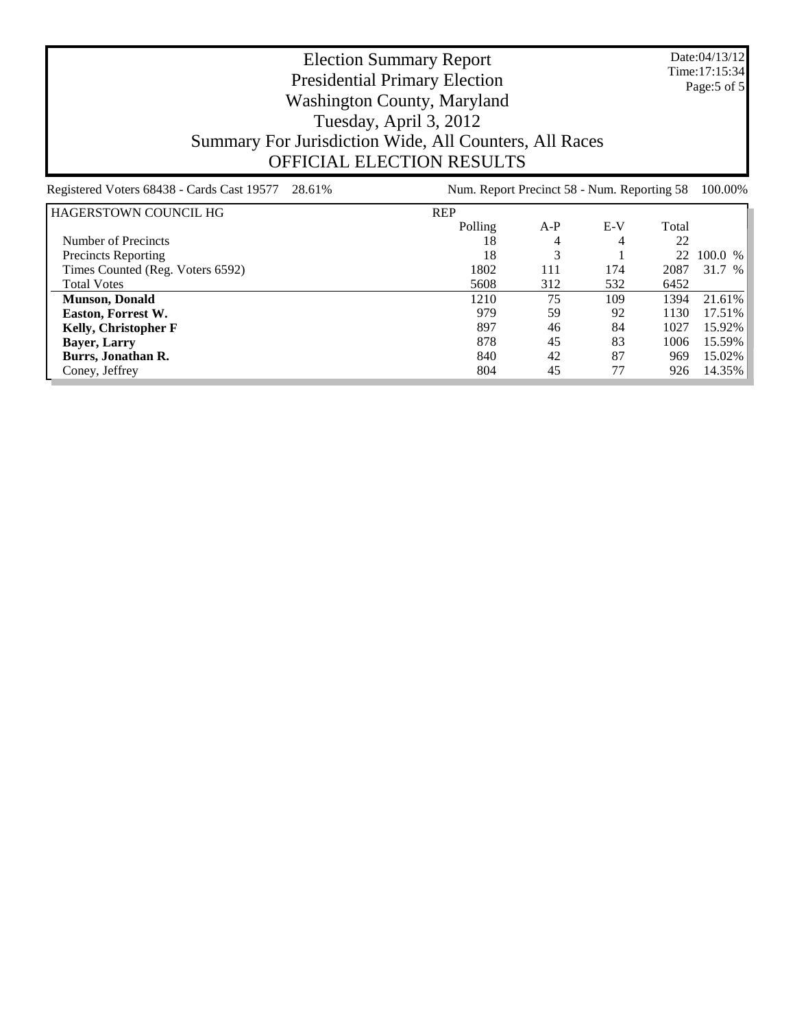# Election Summary Report
## Presidential Primary Election
## Washington County, Maryland
## Tuesday, April 3, 2012
## Summary For Jurisdiction Wide, All Counters, All Races
## OFFICIAL ELECTION RESULTS

Date:04/13/12
Time:17:15:34

Registered Voters 68438 - Cards Cast 19577 28.61% Num. Report Precinct 58 - Num. Reporting 58 100.00%

| HAGERSTOWN COUNCIL HG | REP | | | | |
|---|---|---|---|---|---|
| | Polling | A-P | E-V | Total | |
| Number of Precincts | 18 | 4 | 4 | 22 | |
| Precincts Reporting | 18 | 3 | 1 | 22 | 100.0 % |
| Times Counted (Reg. Voters 6592) | 1802 | 111 | 174 | 2087 | 31.7 % |
| Total Votes | 5608 | 312 | 532 | 6452 | |
| **Munson, Donald** | 1210 | 75 | 109 | 1394 | 21.61% |
| **Easton, Forrest W.** | 979 | 59 | 92 | 1130 | 17.51% |
| **Kelly, Christopher F** | 897 | 46 | 84 | 1027 | 15.92% |
| **Bayer, Larry** | 878 | 45 | 83 | 1006 | 15.59% |
| **Burrs, Jonathan R.** | 840 | 42 | 87 | 969 | 15.02% |
| Coney, Jeffrey | 804 | 45 | 77 | 926 | 14.35% |